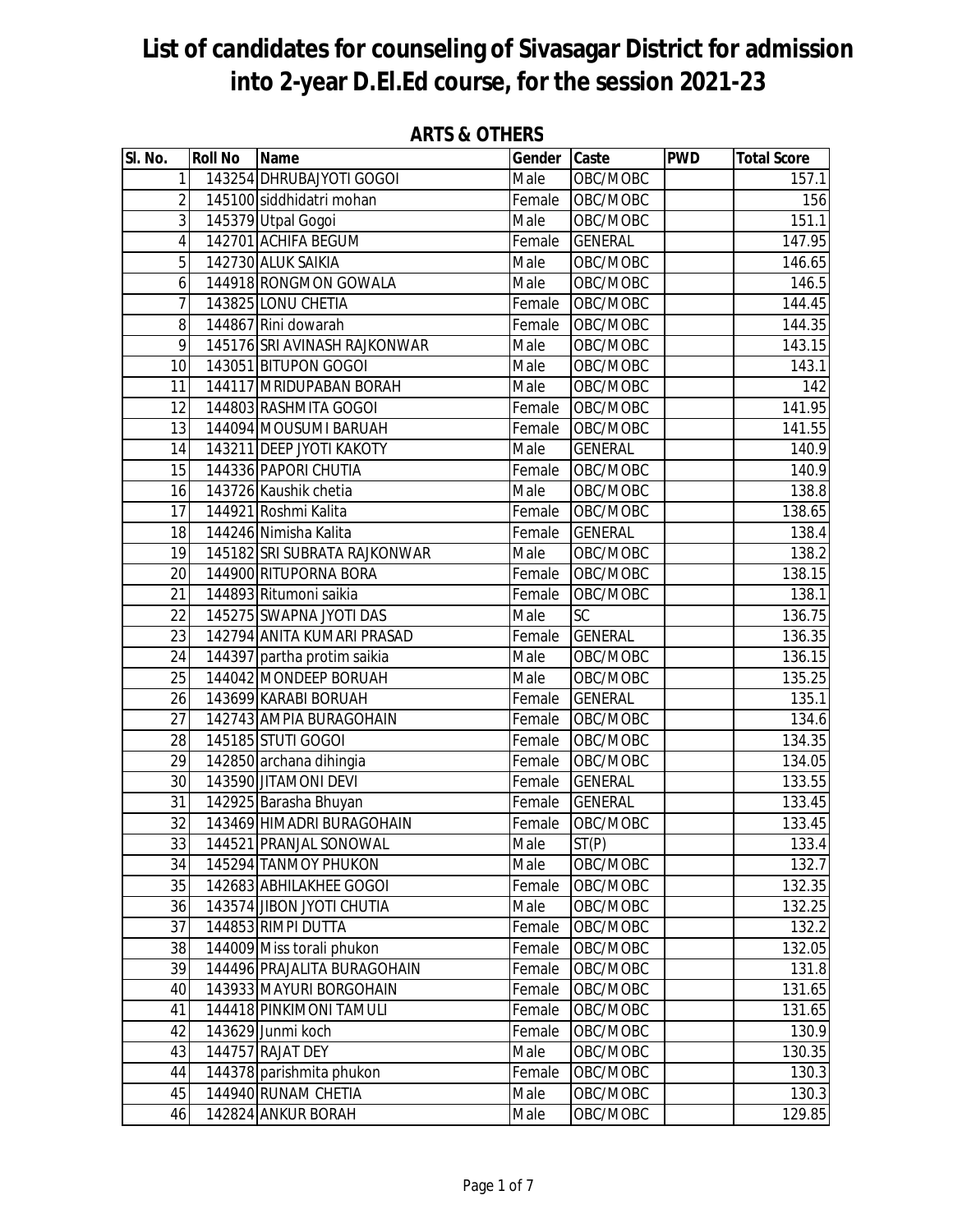# List of candidates for counseling of Sivasagar District for admission into 2-year D.El.Ed course, for the session 2021-23

## ARTS & OTHERS

| Sl. No. | Roll No | Name | Gender | Caste | PWD | Total Score |
|---|---|---|---|---|---|---|
| 1 | 143254 | DHRUBAJYOTI GOGOI | Male | OBC/MOBC | | 157.1 |
| 2 | 145100 | siddhidatri mohan | Female | OBC/MOBC | | 156 |
| 3 | 145379 | Utpal Gogoi | Male | OBC/MOBC | | 151.1 |
| 4 | 142701 | ACHIFA BEGUM | Female | GENERAL | | 147.95 |
| 5 | 142730 | ALUK SAIKIA | Male | OBC/MOBC | | 146.65 |
| 6 | 144918 | RONGMON GOWALA | Male | OBC/MOBC | | 146.5 |
| 7 | 143825 | LONU CHETIA | Female | OBC/MOBC | | 144.45 |
| 8 | 144867 | Rini dowarah | Female | OBC/MOBC | | 144.35 |
| 9 | 145176 | SRI AVINASH RAJKONWAR | Male | OBC/MOBC | | 143.15 |
| 10 | 143051 | BITUPON GOGOI | Male | OBC/MOBC | | 143.1 |
| 11 | 144117 | MRIDUPABAN BORAH | Male | OBC/MOBC | | 142 |
| 12 | 144803 | RASHMITA GOGOI | Female | OBC/MOBC | | 141.95 |
| 13 | 144094 | MOUSUMI BARUAH | Female | OBC/MOBC | | 141.55 |
| 14 | 143211 | DEEP JYOTI KAKOTY | Male | GENERAL | | 140.9 |
| 15 | 144336 | PAPORI CHUTIA | Female | OBC/MOBC | | 140.9 |
| 16 | 143726 | Kaushik chetia | Male | OBC/MOBC | | 138.8 |
| 17 | 144921 | Roshmi Kalita | Female | OBC/MOBC | | 138.65 |
| 18 | 144246 | Nimisha Kalita | Female | GENERAL | | 138.4 |
| 19 | 145182 | SRI SUBRATA RAJKONWAR | Male | OBC/MOBC | | 138.2 |
| 20 | 144900 | RITUPORNA BORA | Female | OBC/MOBC | | 138.15 |
| 21 | 144893 | Ritumoni saikia | Female | OBC/MOBC | | 138.1 |
| 22 | 145275 | SWAPNA JYOTI DAS | Male | SC | | 136.75 |
| 23 | 142794 | ANITA KUMARI PRASAD | Female | GENERAL | | 136.35 |
| 24 | 144397 | partha protim saikia | Male | OBC/MOBC | | 136.15 |
| 25 | 144042 | MONDEEP BORUAH | Male | OBC/MOBC | | 135.25 |
| 26 | 143699 | KARABI BORUAH | Female | GENERAL | | 135.1 |
| 27 | 142743 | AMPIA BURAGOHAIN | Female | OBC/MOBC | | 134.6 |
| 28 | 145185 | STUTI GOGOI | Female | OBC/MOBC | | 134.35 |
| 29 | 142850 | archana dihingia | Female | OBC/MOBC | | 134.05 |
| 30 | 143590 | JITAMONI DEVI | Female | GENERAL | | 133.55 |
| 31 | 142925 | Barasha Bhuyan | Female | GENERAL | | 133.45 |
| 32 | 143469 | HIMADRI BURAGOHAIN | Female | OBC/MOBC | | 133.45 |
| 33 | 144521 | PRANJAL SONOWAL | Male | ST(P) | | 133.4 |
| 34 | 145294 | TANMOY PHUKON | Male | OBC/MOBC | | 132.7 |
| 35 | 142683 | ABHILAKHEE GOGOI | Female | OBC/MOBC | | 132.35 |
| 36 | 143574 | JIBON JYOTI CHUTIA | Male | OBC/MOBC | | 132.25 |
| 37 | 144853 | RIMPI DUTTA | Female | OBC/MOBC | | 132.2 |
| 38 | 144009 | Miss torali phukon | Female | OBC/MOBC | | 132.05 |
| 39 | 144496 | PRAJALITA BURAGOHAIN | Female | OBC/MOBC | | 131.8 |
| 40 | 143933 | MAYURI BORGOHAIN | Female | OBC/MOBC | | 131.65 |
| 41 | 144418 | PINKIMONI TAMULI | Female | OBC/MOBC | | 131.65 |
| 42 | 143629 | Junmi koch | Female | OBC/MOBC | | 130.9 |
| 43 | 144757 | RAJAT DEY | Male | OBC/MOBC | | 130.35 |
| 44 | 144378 | parishmita phukon | Female | OBC/MOBC | | 130.3 |
| 45 | 144940 | RUNAM CHETIA | Male | OBC/MOBC | | 130.3 |
| 46 | 142824 | ANKUR BORAH | Male | OBC/MOBC | | 129.85 |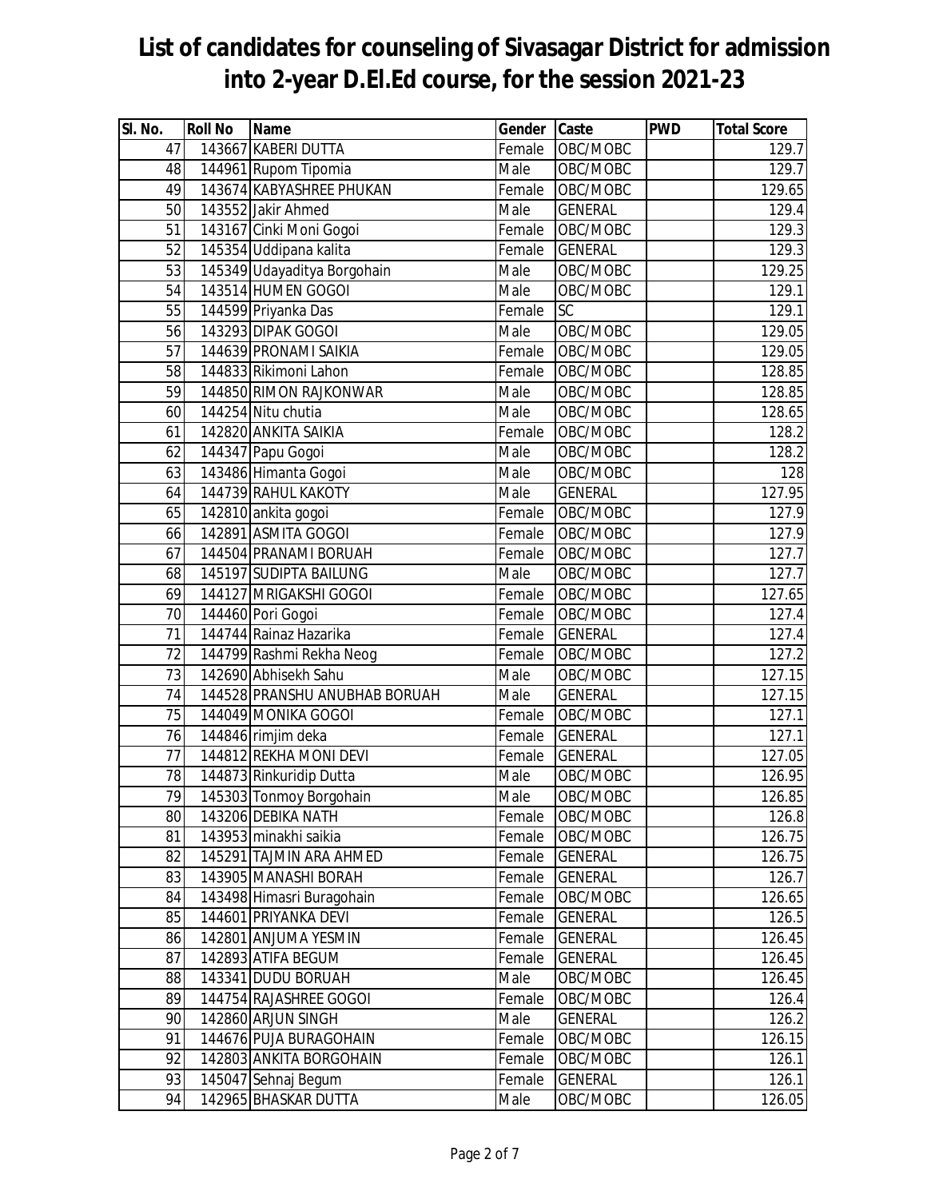# List of candidates for counseling of Sivasagar District for admission into 2-year D.El.Ed course, for the session 2021-23

| Sl. No. | Roll No | Name | Gender | Caste | PWD | Total Score |
|---|---|---|---|---|---|---|
| 47 | 143667 | KABERI DUTTA | Female | OBC/MOBC | | 129.7 |
| 48 | 144961 | Rupom Tipomia | Male | OBC/MOBC | | 129.7 |
| 49 | 143674 | KABYASHREE PHUKAN | Female | OBC/MOBC | | 129.65 |
| 50 | 143552 | Jakir Ahmed | Male | GENERAL | | 129.4 |
| 51 | 143167 | Cinki Moni Gogoi | Female | OBC/MOBC | | 129.3 |
| 52 | 145354 | Uddipana kalita | Female | GENERAL | | 129.3 |
| 53 | 145349 | Udayaditya Borgohain | Male | OBC/MOBC | | 129.25 |
| 54 | 143514 | HUMEN GOGOI | Male | OBC/MOBC | | 129.1 |
| 55 | 144599 | Priyanka Das | Female | SC | | 129.1 |
| 56 | 143293 | DIPAK GOGOI | Male | OBC/MOBC | | 129.05 |
| 57 | 144639 | PRONAMI SAIKIA | Female | OBC/MOBC | | 129.05 |
| 58 | 144833 | Rikimoni Lahon | Female | OBC/MOBC | | 128.85 |
| 59 | 144850 | RIMON RAJKONWAR | Male | OBC/MOBC | | 128.85 |
| 60 | 144254 | Nitu chutia | Male | OBC/MOBC | | 128.65 |
| 61 | 142820 | ANKITA SAIKIA | Female | OBC/MOBC | | 128.2 |
| 62 | 144347 | Papu Gogoi | Male | OBC/MOBC | | 128.2 |
| 63 | 143486 | Himanta Gogoi | Male | OBC/MOBC | | 128 |
| 64 | 144739 | RAHUL KAKOTY | Male | GENERAL | | 127.95 |
| 65 | 142810 | ankita gogoi | Female | OBC/MOBC | | 127.9 |
| 66 | 142891 | ASMITA GOGOI | Female | OBC/MOBC | | 127.9 |
| 67 | 144504 | PRANAMI BORUAH | Female | OBC/MOBC | | 127.7 |
| 68 | 145197 | SUDIPTA BAILUNG | Male | OBC/MOBC | | 127.7 |
| 69 | 144127 | MRIGAKSHI GOGOI | Female | OBC/MOBC | | 127.65 |
| 70 | 144460 | Pori Gogoi | Female | OBC/MOBC | | 127.4 |
| 71 | 144744 | Rainaz Hazarika | Female | GENERAL | | 127.4 |
| 72 | 144799 | Rashmi Rekha Neog | Female | OBC/MOBC | | 127.2 |
| 73 | 142690 | Abhisekh Sahu | Male | OBC/MOBC | | 127.15 |
| 74 | 144528 | PRANSHU ANUBHAB BORUAH | Male | GENERAL | | 127.15 |
| 75 | 144049 | MONIKA GOGOI | Female | OBC/MOBC | | 127.1 |
| 76 | 144846 | rimjim deka | Female | GENERAL | | 127.1 |
| 77 | 144812 | REKHA MONI DEVI | Female | GENERAL | | 127.05 |
| 78 | 144873 | Rinkuridip Dutta | Male | OBC/MOBC | | 126.95 |
| 79 | 145303 | Tonmoy Borgohain | Male | OBC/MOBC | | 126.85 |
| 80 | 143206 | DEBIKA NATH | Female | OBC/MOBC | | 126.8 |
| 81 | 143953 | minakhi saikia | Female | OBC/MOBC | | 126.75 |
| 82 | 145291 | TAJMIN ARA AHMED | Female | GENERAL | | 126.75 |
| 83 | 143905 | MANASHI BORAH | Female | GENERAL | | 126.7 |
| 84 | 143498 | Himasri Buragohain | Female | OBC/MOBC | | 126.65 |
| 85 | 144601 | PRIYANKA DEVI | Female | GENERAL | | 126.5 |
| 86 | 142801 | ANJUMA YESMIN | Female | GENERAL | | 126.45 |
| 87 | 142893 | ATIFA BEGUM | Female | GENERAL | | 126.45 |
| 88 | 143341 | DUDU BORUAH | Male | OBC/MOBC | | 126.45 |
| 89 | 144754 | RAJASHREE GOGOI | Female | OBC/MOBC | | 126.4 |
| 90 | 142860 | ARJUN SINGH | Male | GENERAL | | 126.2 |
| 91 | 144676 | PUJA BURAGOHAIN | Female | OBC/MOBC | | 126.15 |
| 92 | 142803 | ANKITA BORGOHAIN | Female | OBC/MOBC | | 126.1 |
| 93 | 145047 | Sehnaj Begum | Female | GENERAL | | 126.1 |
| 94 | 142965 | BHASKAR DUTTA | Male | OBC/MOBC | | 126.05 |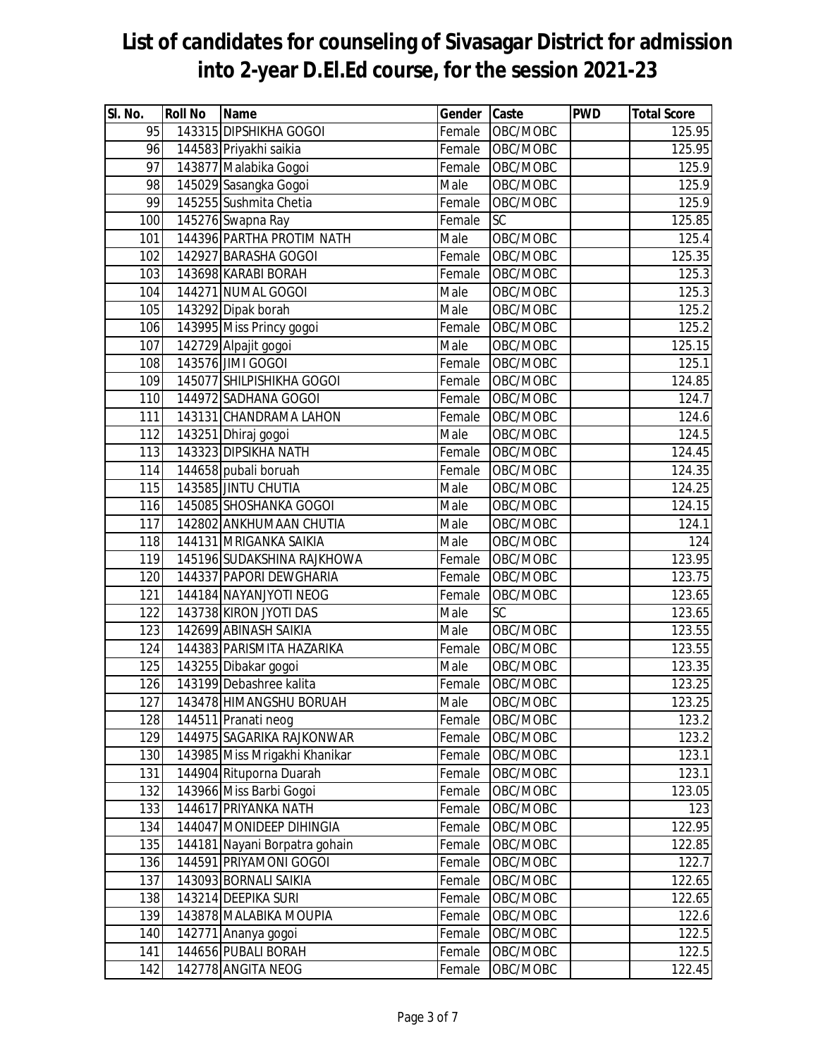# List of candidates for counseling of Sivasagar District for admission into 2-year D.El.Ed course, for the session 2021-23

| Sl. No. | Roll No | Name | Gender | Caste | PWD | Total Score |
|---|---|---|---|---|---|---|
| 95 | 143315 | DIPSHIKHA GOGOI | Female | OBC/MOBC | | 125.95 |
| 96 | 144583 | Priyakhi saikia | Female | OBC/MOBC | | 125.95 |
| 97 | 143877 | Malabika Gogoi | Female | OBC/MOBC | | 125.9 |
| 98 | 145029 | Sasangka Gogoi | Male | OBC/MOBC | | 125.9 |
| 99 | 145255 | Sushmita Chetia | Female | OBC/MOBC | | 125.9 |
| 100 | 145276 | Swapna Ray | Female | SC | | 125.85 |
| 101 | 144396 | PARTHA PROTIM NATH | Male | OBC/MOBC | | 125.4 |
| 102 | 142927 | BARASHA GOGOI | Female | OBC/MOBC | | 125.35 |
| 103 | 143698 | KARABI BORAH | Female | OBC/MOBC | | 125.3 |
| 104 | 144271 | NUMAL GOGOI | Male | OBC/MOBC | | 125.3 |
| 105 | 143292 | Dipak borah | Male | OBC/MOBC | | 125.2 |
| 106 | 143995 | Miss Princy gogoi | Female | OBC/MOBC | | 125.2 |
| 107 | 142729 | Alpajit gogoi | Male | OBC/MOBC | | 125.15 |
| 108 | 143576 | JIMI GOGOI | Female | OBC/MOBC | | 125.1 |
| 109 | 145077 | SHILPISHIKHA GOGOI | Female | OBC/MOBC | | 124.85 |
| 110 | 144972 | SADHANA GOGOI | Female | OBC/MOBC | | 124.7 |
| 111 | 143131 | CHANDRAMA LAHON | Female | OBC/MOBC | | 124.6 |
| 112 | 143251 | Dhiraj gogoi | Male | OBC/MOBC | | 124.5 |
| 113 | 143323 | DIPSIKHA NATH | Female | OBC/MOBC | | 124.45 |
| 114 | 144658 | pubali boruah | Female | OBC/MOBC | | 124.35 |
| 115 | 143585 | JINTU CHUTIA | Male | OBC/MOBC | | 124.25 |
| 116 | 145085 | SHOSHANKA GOGOI | Male | OBC/MOBC | | 124.15 |
| 117 | 142802 | ANKHUMAAN CHUTIA | Male | OBC/MOBC | | 124.1 |
| 118 | 144131 | MRIGANKA SAIKIA | Male | OBC/MOBC | | 124 |
| 119 | 145196 | SUDAKSHINA RAJKHOWA | Female | OBC/MOBC | | 123.95 |
| 120 | 144337 | PAPORI DEWGHARIA | Female | OBC/MOBC | | 123.75 |
| 121 | 144184 | NAYANJYOTI NEOG | Female | OBC/MOBC | | 123.65 |
| 122 | 143738 | KIRON JYOTI DAS | Male | SC | | 123.65 |
| 123 | 142699 | ABINASH SAIKIA | Male | OBC/MOBC | | 123.55 |
| 124 | 144383 | PARISMITA HAZARIKA | Female | OBC/MOBC | | 123.55 |
| 125 | 143255 | Dibakar gogoi | Male | OBC/MOBC | | 123.35 |
| 126 | 143199 | Debashree kalita | Female | OBC/MOBC | | 123.25 |
| 127 | 143478 | HIMANGSHU BORUAH | Male | OBC/MOBC | | 123.25 |
| 128 | 144511 | Pranati neog | Female | OBC/MOBC | | 123.2 |
| 129 | 144975 | SAGARIKA RAJKONWAR | Female | OBC/MOBC | | 123.2 |
| 130 | 143985 | Miss Mrigakhi Khanikar | Female | OBC/MOBC | | 123.1 |
| 131 | 144904 | Rituporna Duarah | Female | OBC/MOBC | | 123.1 |
| 132 | 143966 | Miss Barbi Gogoi | Female | OBC/MOBC | | 123.05 |
| 133 | 144617 | PRIYANKA NATH | Female | OBC/MOBC | | 123 |
| 134 | 144047 | MONIDEEP DIHINGIA | Female | OBC/MOBC | | 122.95 |
| 135 | 144181 | Nayani Borpatra gohain | Female | OBC/MOBC | | 122.85 |
| 136 | 144591 | PRIYAMONI GOGOI | Female | OBC/MOBC | | 122.7 |
| 137 | 143093 | BORNALI SAIKIA | Female | OBC/MOBC | | 122.65 |
| 138 | 143214 | DEEPIKA SURI | Female | OBC/MOBC | | 122.65 |
| 139 | 143878 | MALABIKA MOUPIA | Female | OBC/MOBC | | 122.6 |
| 140 | 142771 | Ananya gogoi | Female | OBC/MOBC | | 122.5 |
| 141 | 144656 | PUBALI BORAH | Female | OBC/MOBC | | 122.5 |
| 142 | 142778 | ANGITA NEOG | Female | OBC/MOBC | | 122.45 |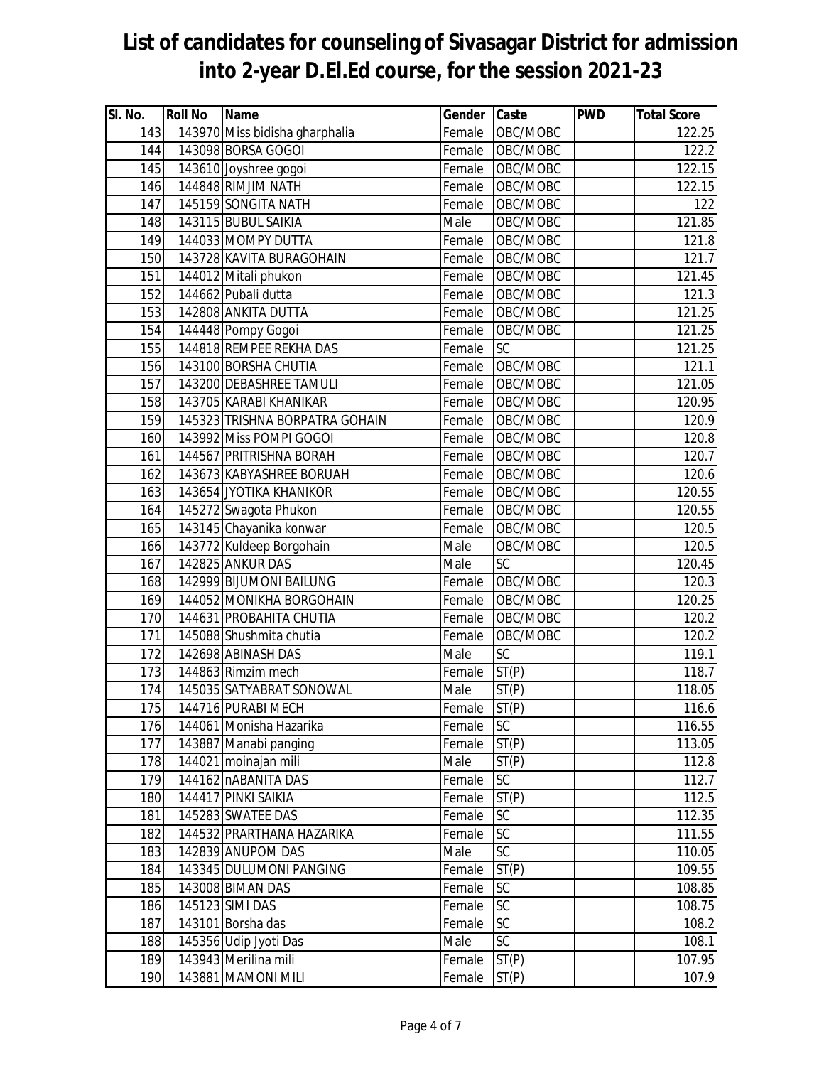# List of candidates for counseling of Sivasagar District for admission into 2-year D.El.Ed course, for the session 2021-23

| Sl. No. | Roll No | Name | Gender | Caste | PWD | Total Score |
|---|---|---|---|---|---|---|
| 143 | 143970 | Miss bidisha gharphalia | Female | OBC/MOBC | | 122.25 |
| 144 | 143098 | BORSA GOGOI | Female | OBC/MOBC | | 122.2 |
| 145 | 143610 | Joyshree gogoi | Female | OBC/MOBC | | 122.15 |
| 146 | 144848 | RIMJIM NATH | Female | OBC/MOBC | | 122.15 |
| 147 | 145159 | SONGITA NATH | Female | OBC/MOBC | | 122 |
| 148 | 143115 | BUBUL SAIKIA | Male | OBC/MOBC | | 121.85 |
| 149 | 144033 | MOMPY DUTTA | Female | OBC/MOBC | | 121.8 |
| 150 | 143728 | KAVITA BURAGOHAIN | Female | OBC/MOBC | | 121.7 |
| 151 | 144012 | Mitali phukon | Female | OBC/MOBC | | 121.45 |
| 152 | 144662 | Pubali dutta | Female | OBC/MOBC | | 121.3 |
| 153 | 142808 | ANKITA DUTTA | Female | OBC/MOBC | | 121.25 |
| 154 | 144448 | Pompy Gogoi | Female | OBC/MOBC | | 121.25 |
| 155 | 144818 | REMPEE REKHA DAS | Female | SC | | 121.25 |
| 156 | 143100 | BORSHA CHUTIA | Female | OBC/MOBC | | 121.1 |
| 157 | 143200 | DEBASHREE TAMULI | Female | OBC/MOBC | | 121.05 |
| 158 | 143705 | KARABI KHANIKAR | Female | OBC/MOBC | | 120.95 |
| 159 | 145323 | TRISHNA BORPATRA GOHAIN | Female | OBC/MOBC | | 120.9 |
| 160 | 143992 | Miss POMPI GOGOI | Female | OBC/MOBC | | 120.8 |
| 161 | 144567 | PRITRISHNA BORAH | Female | OBC/MOBC | | 120.7 |
| 162 | 143673 | KABYASHREE BORUAH | Female | OBC/MOBC | | 120.6 |
| 163 | 143654 | JYOTIKA KHANIKOR | Female | OBC/MOBC | | 120.55 |
| 164 | 145272 | Swagota Phukon | Female | OBC/MOBC | | 120.55 |
| 165 | 143145 | Chayanika konwar | Female | OBC/MOBC | | 120.5 |
| 166 | 143772 | Kuldeep Borgohain | Male | OBC/MOBC | | 120.5 |
| 167 | 142825 | ANKUR DAS | Male | SC | | 120.45 |
| 168 | 142999 | BIJUMONI BAILUNG | Female | OBC/MOBC | | 120.3 |
| 169 | 144052 | MONIKHA BORGOHAIN | Female | OBC/MOBC | | 120.25 |
| 170 | 144631 | PROBAHITA CHUTIA | Female | OBC/MOBC | | 120.2 |
| 171 | 145088 | Shushmita chutia | Female | OBC/MOBC | | 120.2 |
| 172 | 142698 | ABINASH DAS | Male | SC | | 119.1 |
| 173 | 144863 | Rimzim mech | Female | ST(P) | | 118.7 |
| 174 | 145035 | SATYABRAT SONOWAL | Male | ST(P) | | 118.05 |
| 175 | 144716 | PURABI MECH | Female | ST(P) | | 116.6 |
| 176 | 144061 | Monisha Hazarika | Female | SC | | 116.55 |
| 177 | 143887 | Manabi panging | Female | ST(P) | | 113.05 |
| 178 | 144021 | moinajan mili | Male | ST(P) | | 112.8 |
| 179 | 144162 | nABANITA DAS | Female | SC | | 112.7 |
| 180 | 144417 | PINKI SAIKIA | Female | ST(P) | | 112.5 |
| 181 | 145283 | SWATEE DAS | Female | SC | | 112.35 |
| 182 | 144532 | PRARTHANA HAZARIKA | Female | SC | | 111.55 |
| 183 | 142839 | ANUPOM DAS | Male | SC | | 110.05 |
| 184 | 143345 | DULUMONI PANGING | Female | ST(P) | | 109.55 |
| 185 | 143008 | BIMAN DAS | Female | SC | | 108.85 |
| 186 | 145123 | SIMI DAS | Female | SC | | 108.75 |
| 187 | 143101 | Borsha das | Female | SC | | 108.2 |
| 188 | 145356 | Udip Jyoti Das | Male | SC | | 108.1 |
| 189 | 143943 | Merilina mili | Female | ST(P) | | 107.95 |
| 190 | 143881 | MAMONI MILI | Female | ST(P) | | 107.9 |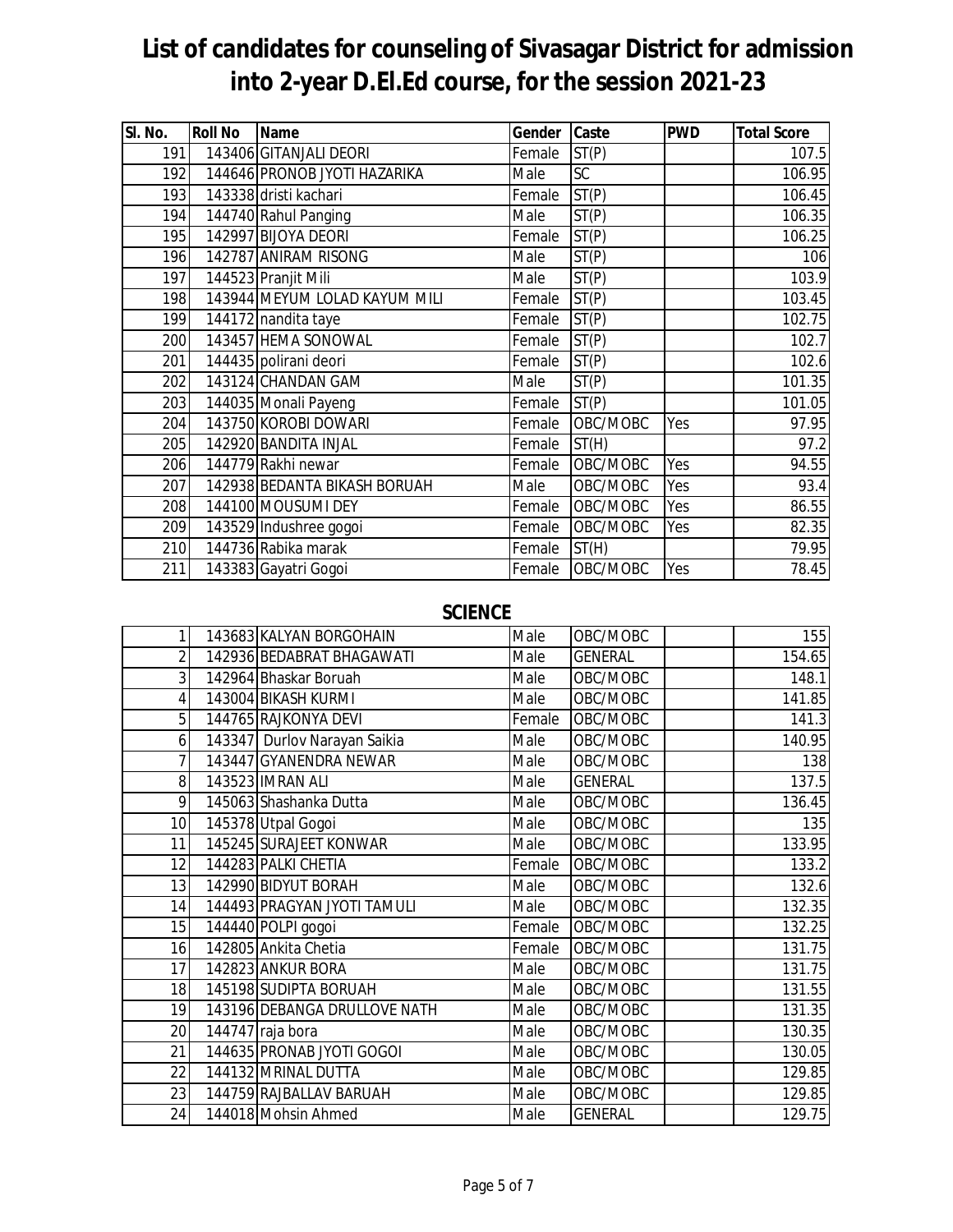# List of candidates for counseling of Sivasagar District for admission into 2-year D.El.Ed course, for the session 2021-23

| Sl. No. | Roll No | Name | Gender | Caste | PWD | Total Score |
|---|---|---|---|---|---|---|
| 191 | 143406 | GITANJALI DEORI | Female | ST(P) | | 107.5 |
| 192 | 144646 | PRONOB JYOTI HAZARIKA | Male | SC | | 106.95 |
| 193 | 143338 | dristi kachari | Female | ST(P) | | 106.45 |
| 194 | 144740 | Rahul Panging | Male | ST(P) | | 106.35 |
| 195 | 142997 | BIJOYA DEORI | Female | ST(P) | | 106.25 |
| 196 | 142787 | ANIRAM RISONG | Male | ST(P) | | 106 |
| 197 | 144523 | Pranjit Mili | Male | ST(P) | | 103.9 |
| 198 | 143944 | MEYUM LOLAD KAYUM MILI | Female | ST(P) | | 103.45 |
| 199 | 144172 | nandita taye | Female | ST(P) | | 102.75 |
| 200 | 143457 | HEMA SONOWAL | Female | ST(P) | | 102.7 |
| 201 | 144435 | polirani deori | Female | ST(P) | | 102.6 |
| 202 | 143124 | CHANDAN GAM | Male | ST(P) | | 101.35 |
| 203 | 144035 | Monali Payeng | Female | ST(P) | | 101.05 |
| 204 | 143750 | KOROBI DOWARI | Female | OBC/MOBC | Yes | 97.95 |
| 205 | 142920 | BANDITA INJAL | Female | ST(H) | | 97.2 |
| 206 | 144779 | Rakhi newar | Female | OBC/MOBC | Yes | 94.55 |
| 207 | 142938 | BEDANTA BIKASH BORUAH | Male | OBC/MOBC | Yes | 93.4 |
| 208 | 144100 | MOUSUMI DEY | Female | OBC/MOBC | Yes | 86.55 |
| 209 | 143529 | Indushree gogoi | Female | OBC/MOBC | Yes | 82.35 |
| 210 | 144736 | Rabika marak | Female | ST(H) | | 79.95 |
| 211 | 143383 | Gayatri Gogoi | Female | OBC/MOBC | Yes | 78.45 |

## SCIENCE

| Sl. No. | Roll No | Name | Gender | Caste | PWD | Total Score |
|---|---|---|---|---|---|---|
| 1 | 143683 | KALYAN BORGOHAIN | Male | OBC/MOBC | | 155 |
| 2 | 142936 | BEDABRAT BHAGAWATI | Male | GENERAL | | 154.65 |
| 3 | 142964 | Bhaskar Boruah | Male | OBC/MOBC | | 148.1 |
| 4 | 143004 | BIKASH KURMI | Male | OBC/MOBC | | 141.85 |
| 5 | 144765 | RAJKONYA DEVI | Female | OBC/MOBC | | 141.3 |
| 6 | 143347 | Durlov Narayan Saikia | Male | OBC/MOBC | | 140.95 |
| 7 | 143447 | GYANENDRA NEWAR | Male | OBC/MOBC | | 138 |
| 8 | 143523 | IMRAN ALI | Male | GENERAL | | 137.5 |
| 9 | 145063 | Shashanka Dutta | Male | OBC/MOBC | | 136.45 |
| 10 | 145378 | Utpal Gogoi | Male | OBC/MOBC | | 135 |
| 11 | 145245 | SURAJEET KONWAR | Male | OBC/MOBC | | 133.95 |
| 12 | 144283 | PALKI CHETIA | Female | OBC/MOBC | | 133.2 |
| 13 | 142990 | BIDYUT BORAH | Male | OBC/MOBC | | 132.6 |
| 14 | 144493 | PRAGYAN JYOTI TAMULI | Male | OBC/MOBC | | 132.35 |
| 15 | 144440 | POLPI gogoi | Female | OBC/MOBC | | 132.25 |
| 16 | 142805 | Ankita Chetia | Female | OBC/MOBC | | 131.75 |
| 17 | 142823 | ANKUR BORA | Male | OBC/MOBC | | 131.75 |
| 18 | 145198 | SUDIPTA BORUAH | Male | OBC/MOBC | | 131.55 |
| 19 | 143196 | DEBANGA DRULLOVE NATH | Male | OBC/MOBC | | 131.35 |
| 20 | 144747 | raja bora | Male | OBC/MOBC | | 130.35 |
| 21 | 144635 | PRONAB JYOTI GOGOI | Male | OBC/MOBC | | 130.05 |
| 22 | 144132 | MRINAL DUTTA | Male | OBC/MOBC | | 129.85 |
| 23 | 144759 | RAJBALLAV BARUAH | Male | OBC/MOBC | | 129.85 |
| 24 | 144018 | Mohsin Ahmed | Male | GENERAL | | 129.75 |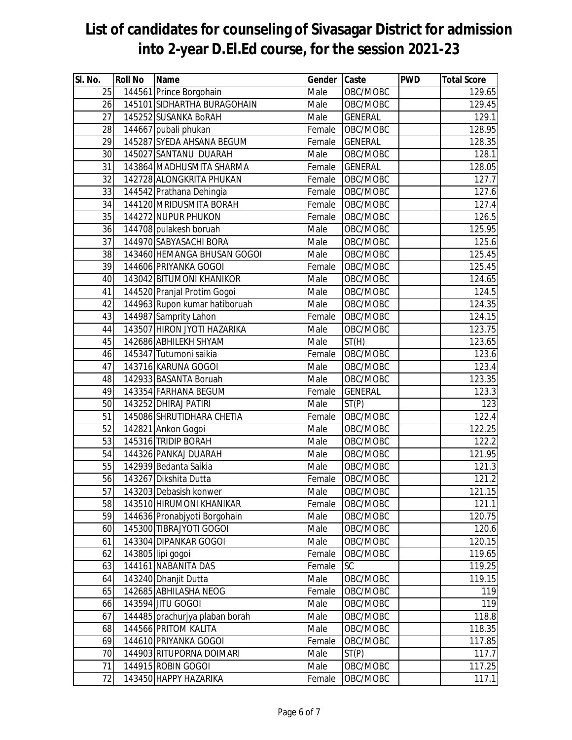# List of candidates for counseling of Sivasagar District for admission into 2-year D.El.Ed course, for the session 2021-23

| Sl. No. | Roll No | Name | Gender | Caste | PWD | Total Score |
|---|---|---|---|---|---|---|
| 25 | 144561 | Prince Borgohain | Male | OBC/MOBC | | 129.65 |
| 26 | 145101 | SIDHARTHA BURAGOHAIN | Male | OBC/MOBC | | 129.45 |
| 27 | 145252 | SUSANKA BoRAH | Male | GENERAL | | 129.1 |
| 28 | 144667 | pubali phukan | Female | OBC/MOBC | | 128.95 |
| 29 | 145287 | SYEDA AHSANA BEGUM | Female | GENERAL | | 128.35 |
| 30 | 145027 | SANTANU DUARAH | Male | OBC/MOBC | | 128.1 |
| 31 | 143864 | MADHUSMITA SHARMA | Female | GENERAL | | 128.05 |
| 32 | 142728 | ALONGKRITA PHUKAN | Female | OBC/MOBC | | 127.7 |
| 33 | 144542 | Prathana Dehingia | Female | OBC/MOBC | | 127.6 |
| 34 | 144120 | MRIDUSMITA BORAH | Female | OBC/MOBC | | 127.4 |
| 35 | 144272 | NUPUR PHUKON | Female | OBC/MOBC | | 126.5 |
| 36 | 144708 | pulakesh boruah | Male | OBC/MOBC | | 125.95 |
| 37 | 144970 | SABYASACHI BORA | Male | OBC/MOBC | | 125.6 |
| 38 | 143460 | HEMANGA BHUSAN GOGOI | Male | OBC/MOBC | | 125.45 |
| 39 | 144606 | PRIYANKA GOGOI | Female | OBC/MOBC | | 125.45 |
| 40 | 143042 | BITUMONI KHANIKOR | Male | OBC/MOBC | | 124.65 |
| 41 | 144520 | Pranjal Protim Gogoi | Male | OBC/MOBC | | 124.5 |
| 42 | 144963 | Rupon kumar hatiboruah | Male | OBC/MOBC | | 124.35 |
| 43 | 144987 | Sampritу Lahon | Female | OBC/MOBC | | 124.15 |
| 44 | 143507 | HIRON JYOTI HAZARIKA | Male | OBC/MOBC | | 123.75 |
| 45 | 142686 | ABHILEKH SHYAM | Male | ST(H) | | 123.65 |
| 46 | 145347 | Tutumoni saikia | Female | OBC/MOBC | | 123.6 |
| 47 | 143716 | KARUNA GOGOI | Male | OBC/MOBC | | 123.4 |
| 48 | 142933 | BASANTA Boruah | Male | OBC/MOBC | | 123.35 |
| 49 | 143354 | FARHANA BEGUM | Female | GENERAL | | 123.3 |
| 50 | 143252 | DHIRAJ PATIRI | Male | ST(P) | | 123 |
| 51 | 145086 | SHRUTIDHARA CHETIA | Female | OBC/MOBC | | 122.4 |
| 52 | 142821 | Ankon Gogoi | Male | OBC/MOBC | | 122.25 |
| 53 | 145316 | TRIDIP BORAH | Male | OBC/MOBC | | 122.2 |
| 54 | 144326 | PANKAJ DUARAH | Male | OBC/MOBC | | 121.95 |
| 55 | 142939 | Bedanta Saikia | Male | OBC/MOBC | | 121.3 |
| 56 | 143267 | Dikshita Dutta | Female | OBC/MOBC | | 121.2 |
| 57 | 143203 | Debasish konwer | Male | OBC/MOBC | | 121.15 |
| 58 | 143510 | HIRUMONI KHANIKAR | Female | OBC/MOBC | | 121.1 |
| 59 | 144636 | Pronabjyoti Borgohain | Male | OBC/MOBC | | 120.75 |
| 60 | 145300 | TIBRAJYOTI GOGOI | Male | OBC/MOBC | | 120.6 |
| 61 | 143304 | DIPANKAR GOGOI | Male | OBC/MOBC | | 120.15 |
| 62 | 143805 | lipi gogoi | Female | OBC/MOBC | | 119.65 |
| 63 | 144161 | NABANITA DAS | Female | SC | | 119.25 |
| 64 | 143240 | Dhanjit Dutta | Male | OBC/MOBC | | 119.15 |
| 65 | 142685 | ABHILASHA NEOG | Female | OBC/MOBC | | 119 |
| 66 | 143594 | JITU GOGOI | Male | OBC/MOBC | | 119 |
| 67 | 144485 | prachurjya plaban borah | Male | OBC/MOBC | | 118.8 |
| 68 | 144566 | PRITOM KALITA | Male | OBC/MOBC | | 118.35 |
| 69 | 144610 | PRIYANKA GOGOI | Female | OBC/MOBC | | 117.85 |
| 70 | 144903 | RITUPORNA DOIMARI | Male | ST(P) | | 117.7 |
| 71 | 144915 | ROBIN GOGOI | Male | OBC/MOBC | | 117.25 |
| 72 | 143450 | HAPPY HAZARIKA | Female | OBC/MOBC | | 117.1 |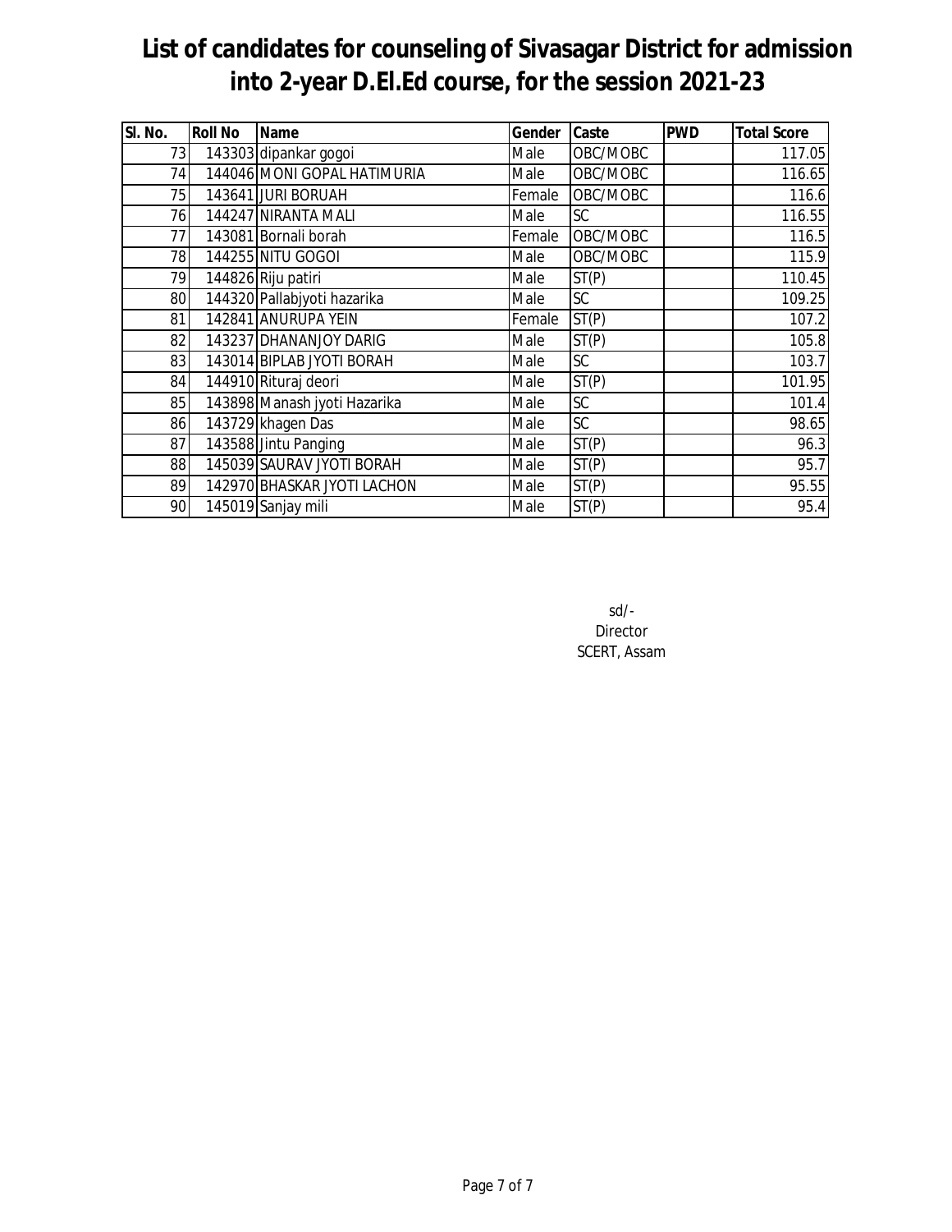# List of candidates for counseling of Sivasagar District for admission into 2-year D.El.Ed course, for the session 2021-23

| Sl. No. | Roll No | Name | Gender | Caste | PWD | Total Score |
|---|---|---|---|---|---|---|
| 73 | 143303 | dipankar gogoi | Male | OBC/MOBC | | 117.05 |
| 74 | 144046 | MONI GOPAL HATIMURIA | Male | OBC/MOBC | | 116.65 |
| 75 | 143641 | JURI BORUAH | Female | OBC/MOBC | | 116.6 |
| 76 | 144247 | NIRANTA MALI | Male | SC | | 116.55 |
| 77 | 143081 | Bornali borah | Female | OBC/MOBC | | 116.5 |
| 78 | 144255 | NITU GOGOI | Male | OBC/MOBC | | 115.9 |
| 79 | 144826 | Riju patiri | Male | ST(P) | | 110.45 |
| 80 | 144320 | Pallabjyoti hazarika | Male | SC | | 109.25 |
| 81 | 142841 | ANURUPA YEIN | Female | ST(P) | | 107.2 |
| 82 | 143237 | DHANANJOY DARIG | Male | ST(P) | | 105.8 |
| 83 | 143014 | BIPLAB JYOTI BORAH | Male | SC | | 103.7 |
| 84 | 144910 | Rituraj deori | Male | ST(P) | | 101.95 |
| 85 | 143898 | Manash jyoti Hazarika | Male | SC | | 101.4 |
| 86 | 143729 | khagen Das | Male | SC | | 98.65 |
| 87 | 143588 | Jintu Panging | Male | ST(P) | | 96.3 |
| 88 | 145039 | SAURAV JYOTI BORAH | Male | ST(P) | | 95.7 |
| 89 | 142970 | BHASKAR JYOTI LACHON | Male | ST(P) | | 95.55 |
| 90 | 145019 | Sanjay mili | Male | ST(P) | | 95.4 |

sd/-
Director
SCERT, Assam